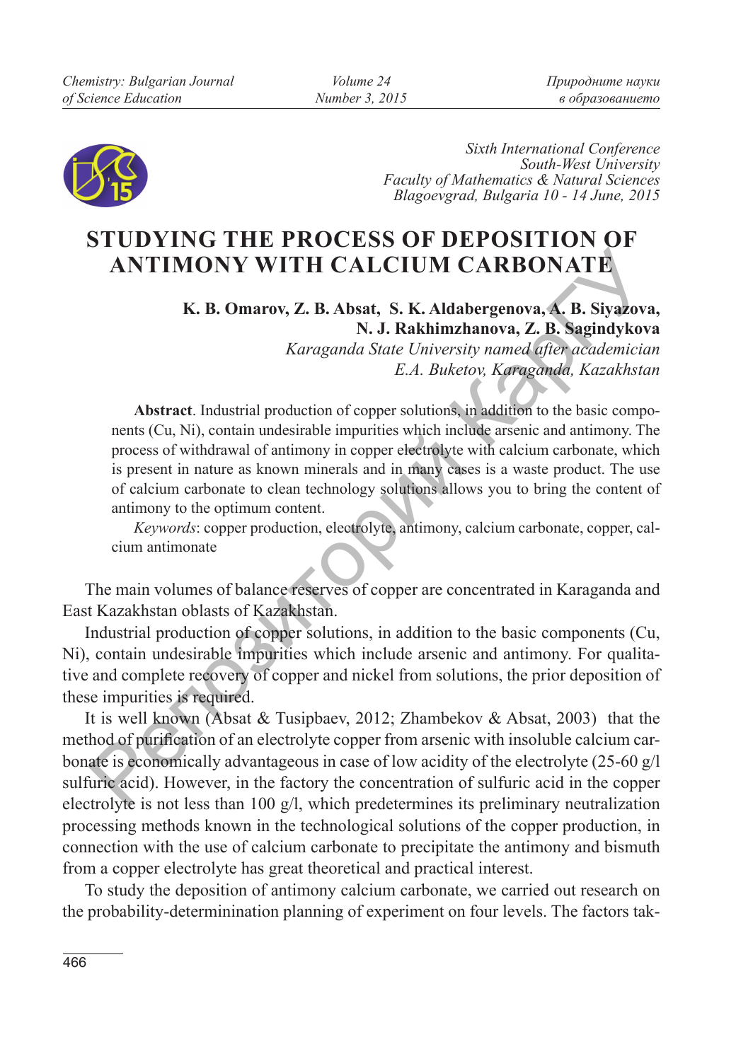Sixth International Conference
South-West University
Faculty of Mathematics & Natural Sciences
Blagoevgrad, Bulgaria 10 - 14 June, 2015

# STUDYING THE PROCESS OF DEPOSITION OF ANTIMONY WITH CALCIUM CARBONATE

**K. B. Omarov, Z. B. Absat, S. K. Aldabergenova, A. B. Siyazova, N. J. Rakhimzhanova, Z. B. Sagindykova**

*Karaganda State University named after academician E.A. Buketov, Karaganda, Kazakhstan*

**Abstract**. Industrial production of copper solutions, in addition to the basic components (Cu, Ni), contain undesirable impurities which include arsenic and antimony. The process of withdrawal of antimony in copper electrolyte with calcium carbonate, which is present in nature as known minerals and in many cases is a waste product. The use of calcium carbonate to clean technology solutions allows you to bring the content of antimony to the optimum content.

*Keywords*: copper production, electrolyte, antimony, calcium carbonate, copper, calcium antimonate

The main volumes of balance reserves of copper are concentrated in Karaganda and East Kazakhstan oblasts of Kazakhstan.

Industrial production of copper solutions, in addition to the basic components (Cu, Ni), contain undesirable impurities which include arsenic and antimony. For qualitative and complete recovery of copper and nickel from solutions, the prior deposition of these impurities is required.

It is well known (Absat & Tusipbaev, 2012; Zhambekov & Absat, 2003) that the method of purification of an electrolyte copper from arsenic with insoluble calcium carbonate is economically advantageous in case of low acidity of the electrolyte (25-60 g/l sulfuric acid). However, in the factory the concentration of sulfuric acid in the copper electrolyte is not less than 100 g/l, which predetermines its preliminary neutralization processing methods known in the technological solutions of the copper production, in connection with the use of calcium carbonate to precipitate the antimony and bismuth from a copper electrolyte has great theoretical and practical interest.

To study the deposition of antimony calcium carbonate, we carried out research on the probability-determinination planning of experiment on four levels. The factors tak-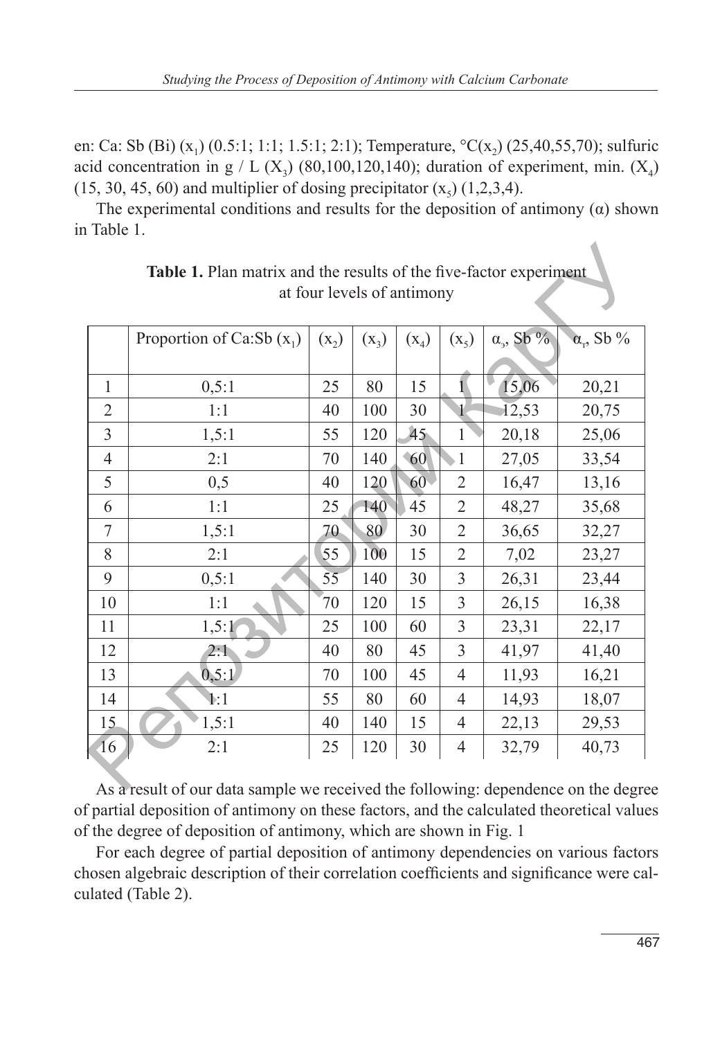en: Ca: Sb (Bi) ($x_1$) (0.5:1; 1:1; 1.5:1; 2:1); Temperature, °C($x_2$) (25,40,55,70); sulfuric acid concentration in g / L ($X_3$) (80,100,120,140); duration of experiment, min. ($X_4$) (15, 30, 45, 60) and multiplier of dosing precipitator ($x_5$) (1,2,3,4).

The experimental conditions and results for the deposition of antimony (α) shown in Table 1.

**Table 1.** Plan matrix and the results of the five-factor experiment at four levels of antimony

| | Proportion of Ca:Sb ($x_1$) | ($x_2$) | ($x_3$) | ($x_4$) | ($x_5$) | $\alpha_э$, Sb % | $\alpha_т$, Sb % |
|---|---|---|---|---|---|---|---|
| 1 | 0,5:1 | 25 | 80 | 15 | 1 | 15,06 | 20,21 |
| 2 | 1:1 | 40 | 100 | 30 | 1 | 12,53 | 20,75 |
| 3 | 1,5:1 | 55 | 120 | 45 | 1 | 20,18 | 25,06 |
| 4 | 2:1 | 70 | 140 | 60 | 1 | 27,05 | 33,54 |
| 5 | 0,5 | 40 | 120 | 60 | 2 | 16,47 | 13,16 |
| 6 | 1:1 | 25 | 140 | 45 | 2 | 48,27 | 35,68 |
| 7 | 1,5:1 | 70 | 80 | 30 | 2 | 36,65 | 32,27 |
| 8 | 2:1 | 55 | 100 | 15 | 2 | 7,02 | 23,27 |
| 9 | 0,5:1 | 55 | 140 | 30 | 3 | 26,31 | 23,44 |
| 10 | 1:1 | 70 | 120 | 15 | 3 | 26,15 | 16,38 |
| 11 | 1,5:1 | 25 | 100 | 60 | 3 | 23,31 | 22,17 |
| 12 | 2:1 | 40 | 80 | 45 | 3 | 41,97 | 41,40 |
| 13 | 0,5:1 | 70 | 100 | 45 | 4 | 11,93 | 16,21 |
| 14 | 1:1 | 55 | 80 | 60 | 4 | 14,93 | 18,07 |
| 15 | 1,5:1 | 40 | 140 | 15 | 4 | 22,13 | 29,53 |
| 16 | 2:1 | 25 | 120 | 30 | 4 | 32,79 | 40,73 |

As a result of our data sample we received the following: dependence on the degree of partial deposition of antimony on these factors, and the calculated theoretical values of the degree of deposition of antimony, which are shown in Fig. 1

For each degree of partial deposition of antimony dependencies on various factors chosen algebraic description of their correlation coefficients and significance were calculated (Table 2).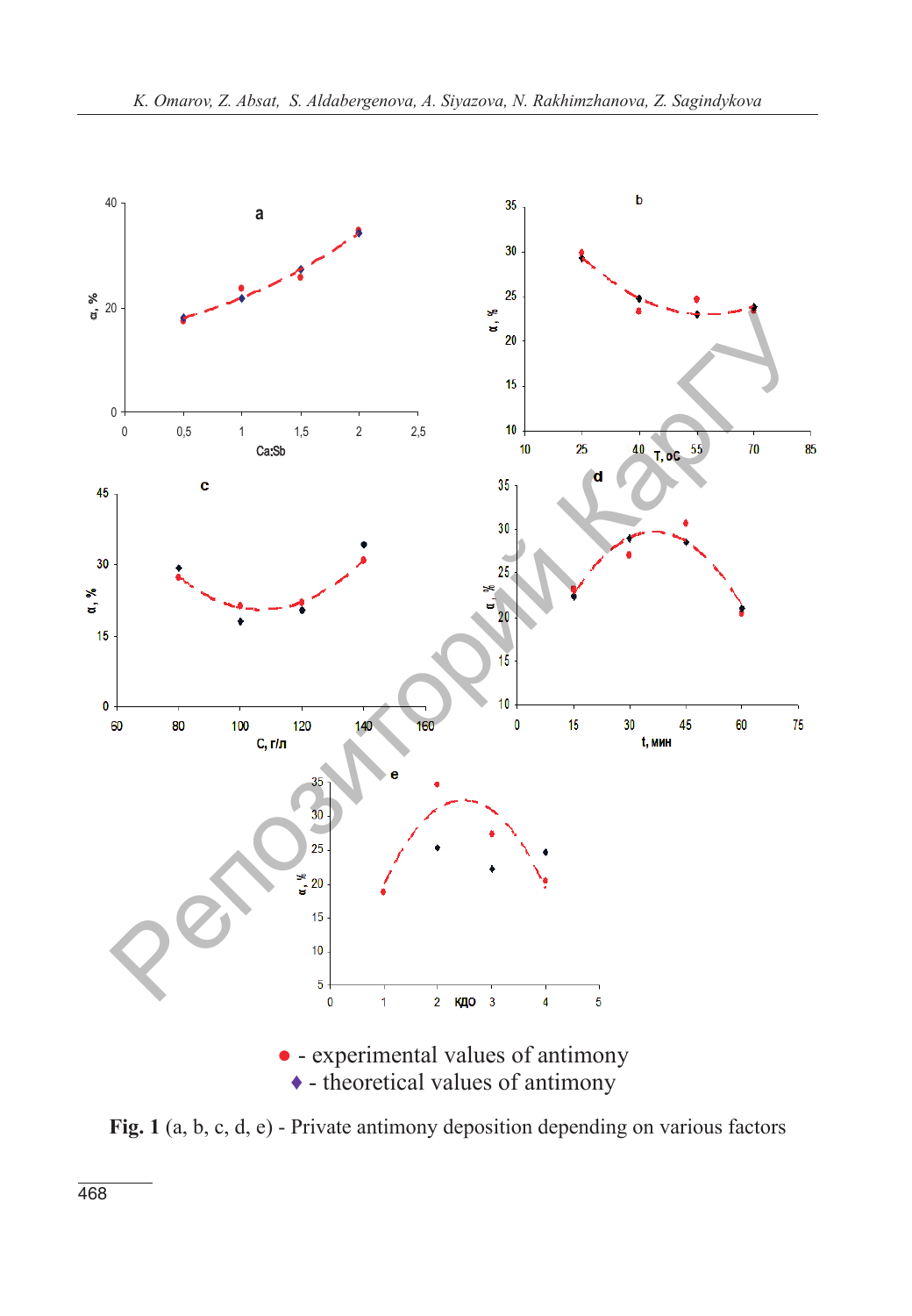a

40

20

0

α, %

0 0,5 1 1,5 2 2,5

Ca:Sb

b

35

30

25

20

15

10

α, %

10 25 40 55 70 85

T, oC

c

45

30

15

0

α, %

60 80 100 120 140 160

C, г/л

d

35

30

25

20

15

10

α, %

0 15 30 45 60 75

t, мин

e

35

30

25

20

15

10

5

α, %

0 1 2 3 4 5

КДО

● - experimental values of antimony

♦ - theoretical values of antimony

**Fig. 1** (a, b, c, d, e) - Private antimony deposition depending on various factors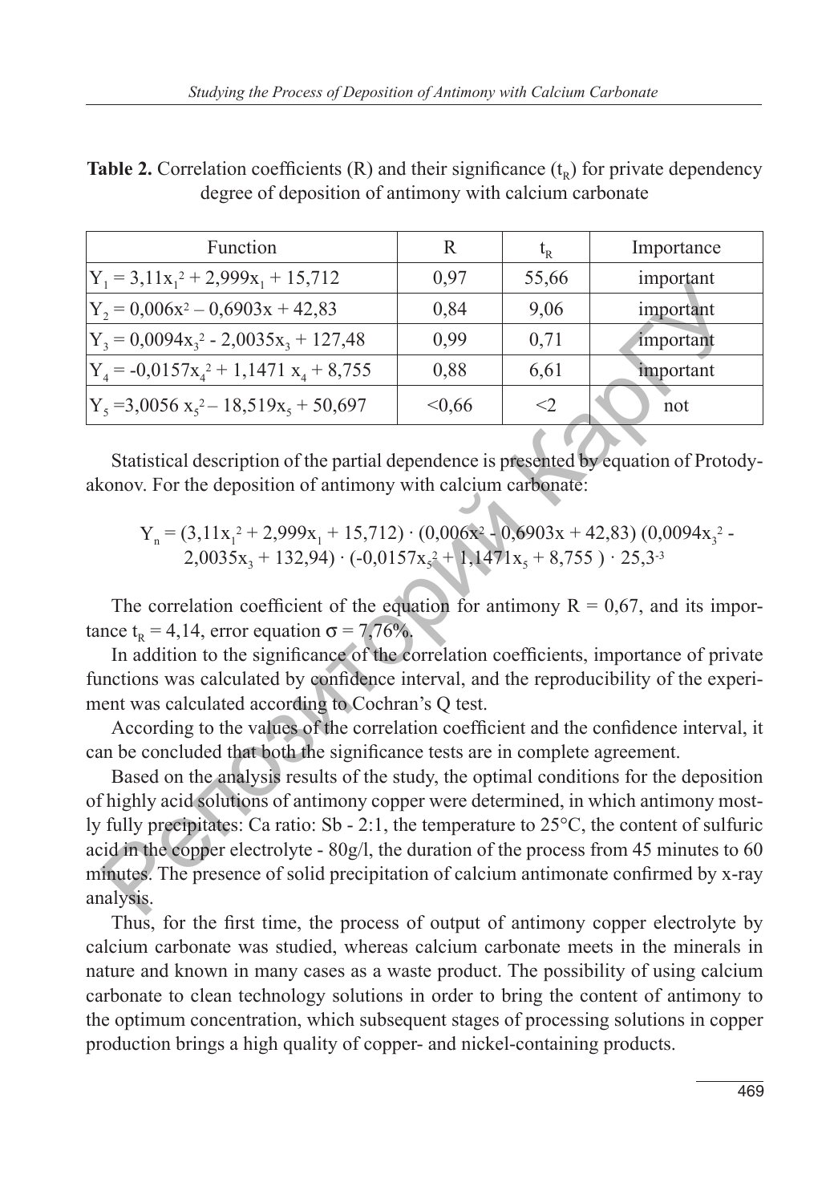**Table 2.** Correlation coefficients (R) and their significance ($t_R$) for private dependency degree of deposition of antimony with calcium carbonate

| Function | R | $t_R$ | Importance |
|---|---|---|---|
| $Y_1 = 3{,}11x_1^2 + 2{,}999x_1 + 15{,}712$ | 0,97 | 55,66 | important |
| $Y_2 = 0{,}006x^2 – 0{,}6903x + 42{,}83$ | 0,84 | 9,06 | important |
| $Y_3 = 0{,}0094x_3^2 - 2{,}0035x_3 + 127{,}48$ | 0,99 | 0,71 | important |
| $Y_4 = -0{,}0157x_4^2 + 1{,}1471\ x_4 + 8{,}755$ | 0,88 | 6,61 | important |
| $Y_5 = 3{,}0056\ x_5^2 – 18{,}519x_5 + 50{,}697$ | <0,66 | <2 | not |

Statistical description of the partial dependence is presented by equation of Protodyakonov. For the deposition of antimony with calcium carbonate:

$$Y_n = (3{,}11x_1^2 + 2{,}999x_1 + 15{,}712) \cdot (0{,}006x^2 - 0{,}6903x + 42{,}83)\ (0{,}0094x_3^2 - 2{,}0035x_3 + 132{,}94) \cdot (-0{,}0157x_5^2 + 1{,}1471x_5 + 8{,}755\ ) \cdot 25{,}3^{-3}$$

The correlation coefficient of the equation for antimony R = 0,67, and its importance $t_R = 4{,}14$, error equation $\sigma = 7{,}76\%$.

In addition to the significance of the correlation coefficients, importance of private functions was calculated by confidence interval, and the reproducibility of the experiment was calculated according to Cochran's Q test.

According to the values of the correlation coefficient and the confidence interval, it can be concluded that both the significance tests are in complete agreement.

Based on the analysis results of the study, the optimal conditions for the deposition of highly acid solutions of antimony copper were determined, in which antimony mostly fully precipitates: Ca ratio: Sb - 2:1, the temperature to 25°C, the content of sulfuric acid in the copper electrolyte - 80g/l, the duration of the process from 45 minutes to 60 minutes. The presence of solid precipitation of calcium antimonate confirmed by x-ray analysis.

Thus, for the first time, the process of output of antimony copper electrolyte by calcium carbonate was studied, whereas calcium carbonate meets in the minerals in nature and known in many cases as a waste product. The possibility of using calcium carbonate to clean technology solutions in order to bring the content of antimony to the optimum concentration, which subsequent stages of processing solutions in copper production brings a high quality of copper- and nickel-containing products.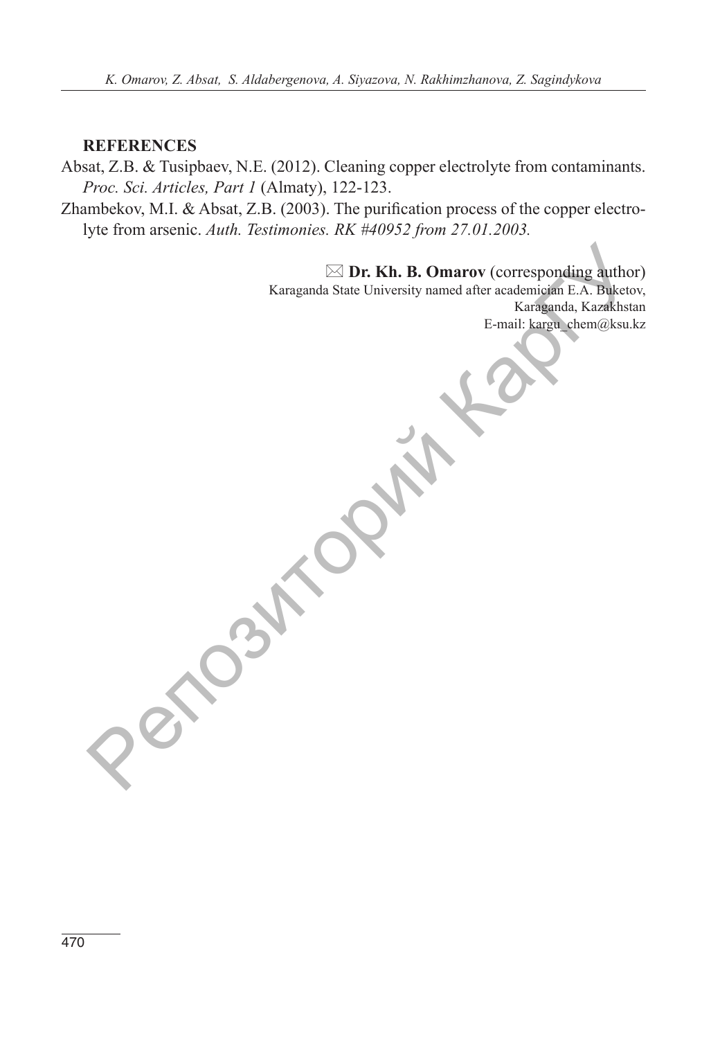## REFERENCES

Absat, Z.B. & Tusipbaev, N.E. (2012). Cleaning copper electrolyte from contaminants. *Proc. Sci. Articles, Part 1* (Almaty), 122-123.

Zhambekov, M.I. & Absat, Z.B. (2003). The purification process of the copper electrolyte from arsenic. *Auth. Testimonies. RK #40952 from 27.01.2003.*

✉ **Dr. Kh. B. Omarov** (corresponding author)
Karaganda State University named after academician E.A. Buketov,
Karaganda, Kazakhstan
E-mail: kargu_chem@ksu.kz